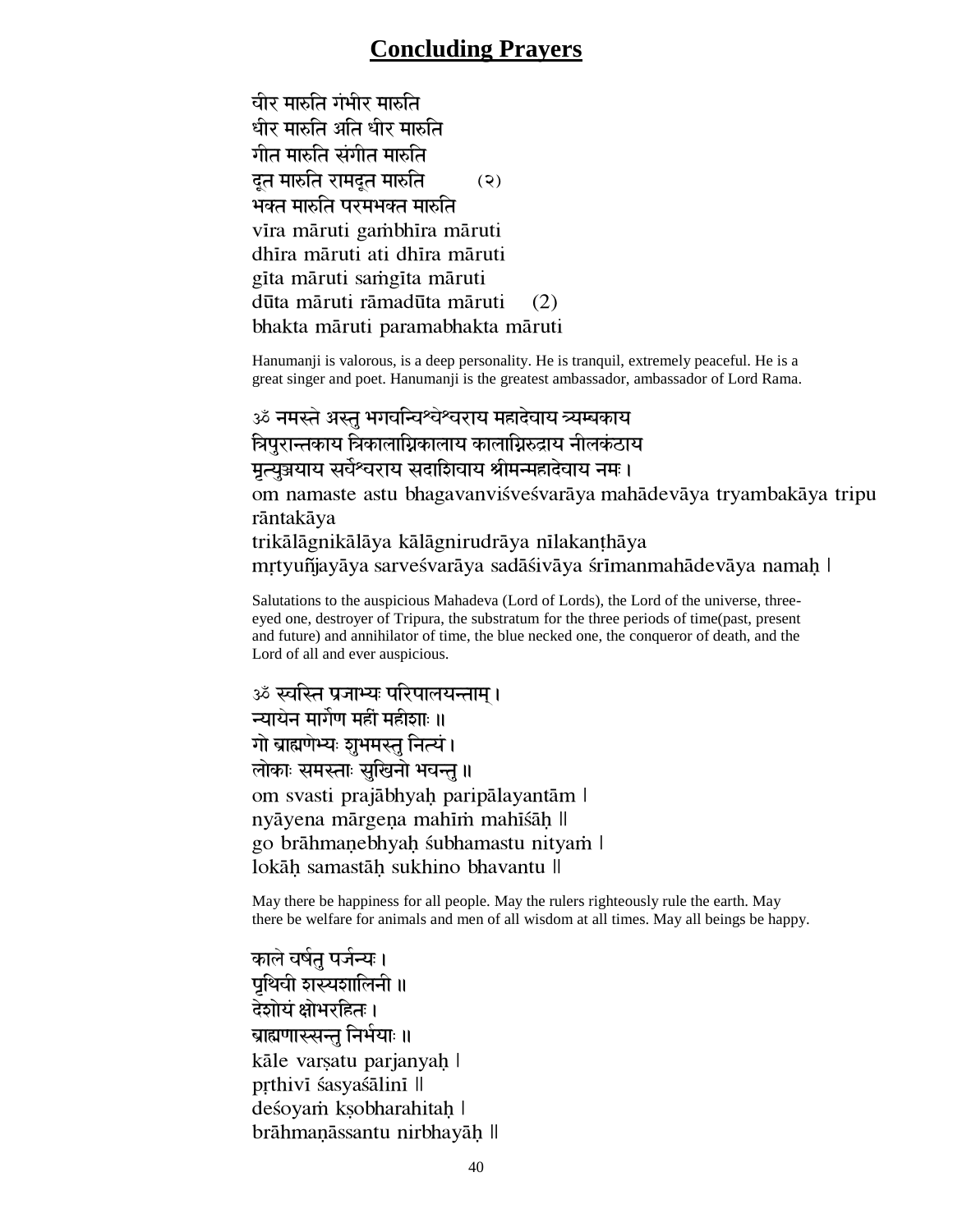# Concluding Prayers

वीर मारुति गंभीर मारुति
धीर मारुति अति धीर मारुति
गीत मारुति संगीत मारुति
दूत मारुति रामदूत मारुति (२)
भक्त मारुति परमभक्त मारुति

vīra māruti gaṁbhīra māruti
dhīra māruti ati dhīra māruti
gīta māruti saṁgīta māruti
dūta māruti rāmadūta māruti (2)
bhakta māruti paramabhakta māruti

Hanumanji is valorous, is a deep personality. He is tranquil, extremely peaceful. He is a great singer and poet. Hanumanji is the greatest ambassador, ambassador of Lord Rama.

ॐ नमस्ते अस्तु भगवन्विश्वेश्वराय महादेवाय त्र्यम्बकाय
त्रिपुरान्तकाय त्रिकालाग्निकालाय कालाग्निरुद्राय नीलकंठाय
मृत्युञ्जयाय सर्वेश्वराय सदाशिवाय श्रीमन्महादेवाय नमः।

om namaste astu bhagavanviśveśvarāya mahādevāya tryambakāya tripu rāntakāya
trikālāgnikālāya kālāgnirudrāya nīlakaṇṭhāya
mṛtyuñjayāya sarveśvarāya sadāśivāya śrīmanmahādevāya namaḥ |

Salutations to the auspicious Mahadeva (Lord of Lords), the Lord of the universe, three-eyed one, destroyer of Tripura, the substratum for the three periods of time(past, present and future) and annihilator of time, the blue necked one, the conqueror of death, and the Lord of all and ever auspicious.

ॐ स्वस्ति प्रजाभ्यः परिपालयन्ताम्।
न्यायेन मार्गेण महीं महीशाः॥
गो ब्राह्मणेभ्यः शुभमस्तु नित्यं।
लोकाः समस्ताः सुखिनो भवन्तु॥

om svasti prajābhyaḥ paripālayantām |
nyāyena mārgeṇa mahīṁ mahīśāḥ ||
go brāhmaṇebhyaḥ śubhamastu nityaṁ |
lokāḥ samastāḥ sukhino bhavantu ||

May there be happiness for all people. May the rulers righteously rule the earth. May there be welfare for animals and men of all wisdom at all times. May all beings be happy.

काले वर्षतु पर्जन्यः।
पृथिवी शस्यशालिनी॥
देशोयं क्षोभरहितः।
ब्राह्मणास्सन्तु निर्भयाः॥

kāle varṣatu parjanyaḥ |
pṛthivī śasyaśālinī ||
deśoyaṁ kṣobharahitaḥ |
brāhmaṇāssantu nirbhayāḥ ||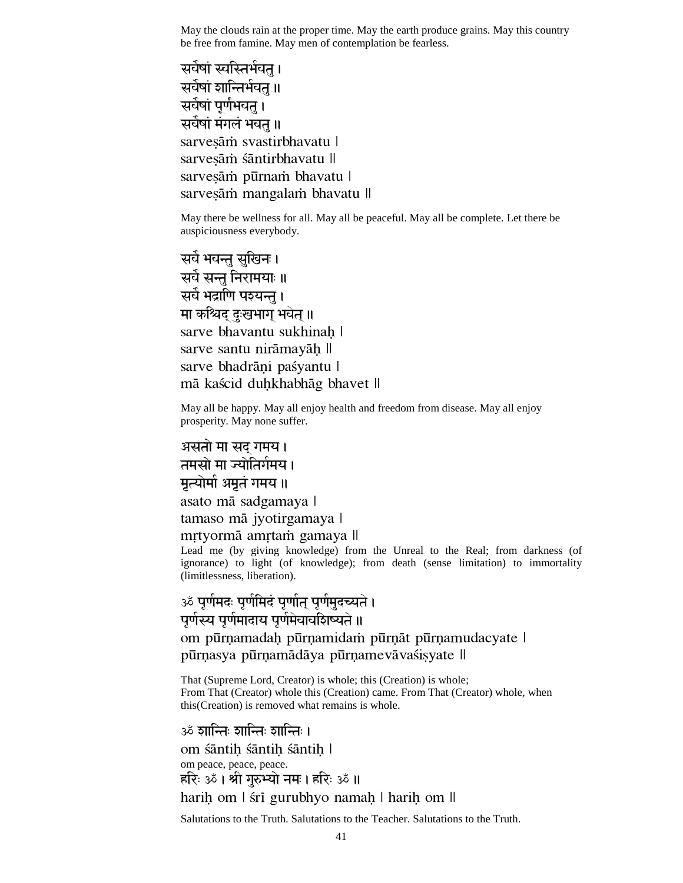May the clouds rain at the proper time. May the earth produce grains. May this country be free from famine. May men of contemplation be fearless.

सर्वेषां स्वस्तिर्भवतु ।
सर्वेषां शान्तिर्भवतु ॥
सर्वेषां पूर्णंभवतु ।
सर्वेषां मंगलं भवतु ॥
sarveṣāṁ svastirbhavatu |
sarveṣāṁ śāntirbhavatu ||
sarveṣāṁ pūrnaṁ bhavatu |
sarveṣāṁ mangalaṁ bhavatu ||

May there be wellness for all. May all be peaceful. May all be complete. Let there be auspiciousness everybody.

सर्वे भवन्तु सुखिनः ।
सर्वे सन्तु निरामयाः ॥
सर्वे भद्राणि पश्यन्तु ।
मा कश्चिद् दुःखभाग् भवेत् ॥
sarve bhavantu sukhinaḥ |
sarve santu nirāmayāḥ ||
sarve bhadrāṇi paśyantu |
mā kaścid duḥkhabhāg bhavet ||

May all be happy. May all enjoy health and freedom from disease. May all enjoy prosperity. May none suffer.

असतो मा सद् गमय ।
तमसो मा ज्योतिर्गमय ।
मृत्योर्मा अमृतं गमय ॥
asato mā sadgamaya |
tamaso mā jyotirgamaya |
mṛtyormā amṛtaṁ gamaya ||
Lead me (by giving knowledge) from the Unreal to the Real; from darkness (of ignorance) to light (of knowledge); from death (sense limitation) to immortality (limitlessness, liberation).

ॐ पूर्णमदः पूर्णमिदं पूर्णात् पूर्णमुदच्यते ।
पूर्णस्य पूर्णमादाय पूर्णमेवावशिष्यते ॥
om pūrṇamadaḥ pūrṇamidaṁ pūrṇāt pūrṇamudacyate |
pūrṇasya pūrṇamādāya pūrṇamevāvaśiṣyate ||

That (Supreme Lord, Creator) is whole; this (Creation) is whole;
From That (Creator) whole this (Creation) came. From That (Creator) whole, when this(Creation) is removed what remains is whole.

ॐ शान्तिः शान्तिः शान्तिः ।
om śāntiḥ śāntiḥ śāntiḥ |
om peace, peace, peace.
हरिः ॐ । श्री गुरुभ्यो नमः । हरिः ॐ ॥
hariḥ om | śrī gurubhyo namaḥ | hariḥ om ||

Salutations to the Truth. Salutations to the Teacher. Salutations to the Truth.